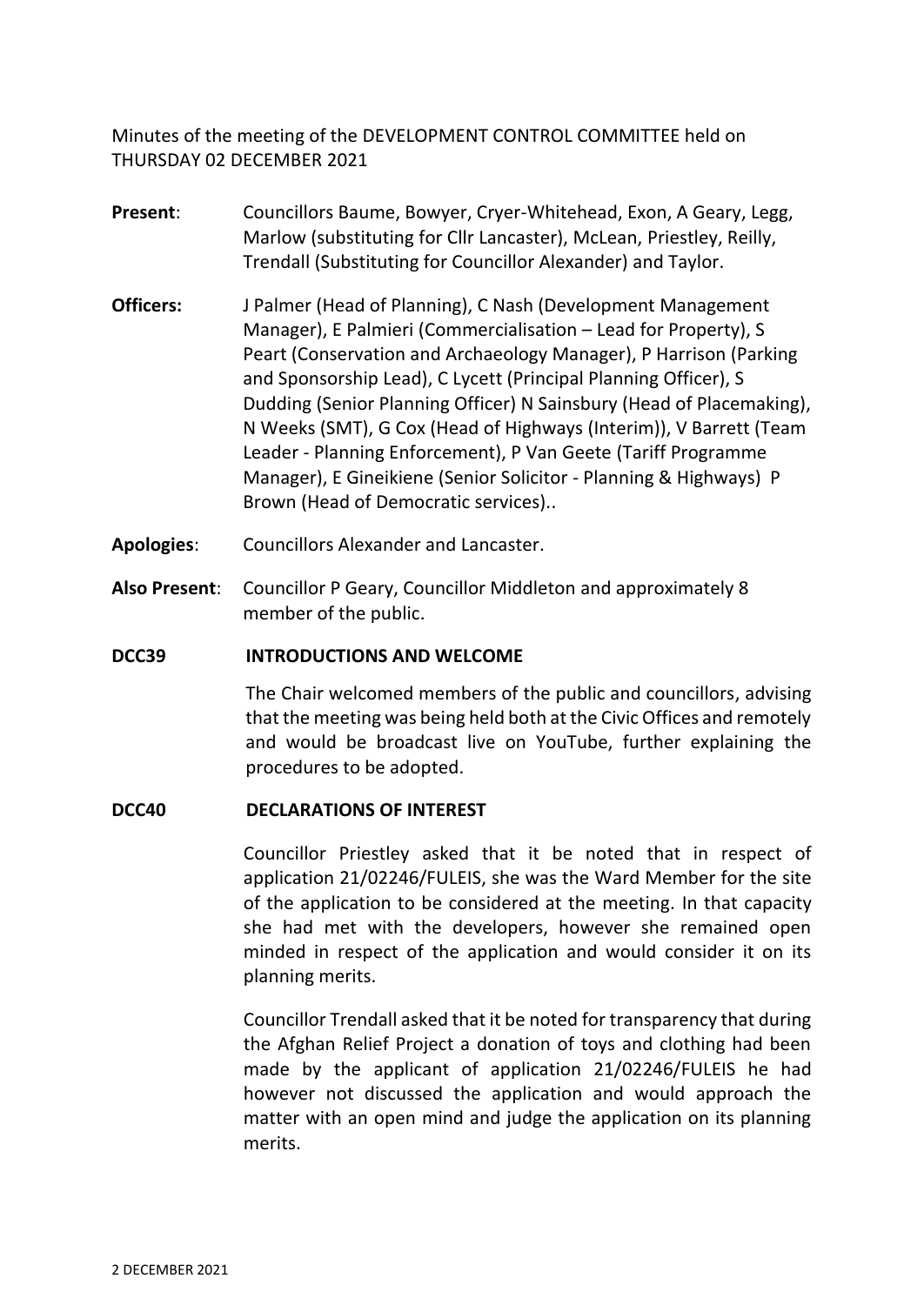Minutes of the meeting of the DEVELOPMENT CONTROL COMMITTEE held on THURSDAY 02 DECEMBER 2021

**Present**: Councillors Baume, Bowyer, Cryer-Whitehead, Exon, A Geary, Legg, Marlow (substituting for Cllr Lancaster), McLean, Priestley, Reilly, Trendall (Substituting for Councillor Alexander) and Taylor.

**Officers:** J Palmer (Head of Planning), C Nash (Development Management Manager), E Palmieri (Commercialisation – Lead for Property), S Peart (Conservation and Archaeology Manager), P Harrison (Parking and Sponsorship Lead), C Lycett (Principal Planning Officer), S Dudding (Senior Planning Officer) N Sainsbury (Head of Placemaking), N Weeks (SMT), G Cox (Head of Highways (Interim)), V Barrett (Team Leader - Planning Enforcement), P Van Geete (Tariff Programme Manager), E Gineikiene (Senior Solicitor - Planning & Highways) P Brown (Head of Democratic services)..

**Apologies**: Councillors Alexander and Lancaster.

**Also Present**: Councillor P Geary, Councillor Middleton and approximately 8 member of the public.

**DCC39 INTRODUCTIONS AND WELCOME**

The Chair welcomed members of the public and councillors, advising that the meeting was being held both at the Civic Offices and remotely and would be broadcast live on YouTube, further explaining the procedures to be adopted.

**DCC40 DECLARATIONS OF INTEREST**

Councillor Priestley asked that it be noted that in respect of application 21/02246/FULEIS, she was the Ward Member for the site of the application to be considered at the meeting. In that capacity she had met with the developers, however she remained open minded in respect of the application and would consider it on its planning merits.

Councillor Trendall asked that it be noted for transparency that during the Afghan Relief Project a donation of toys and clothing had been made by the applicant of application 21/02246/FULEIS he had however not discussed the application and would approach the matter with an open mind and judge the application on its planning merits.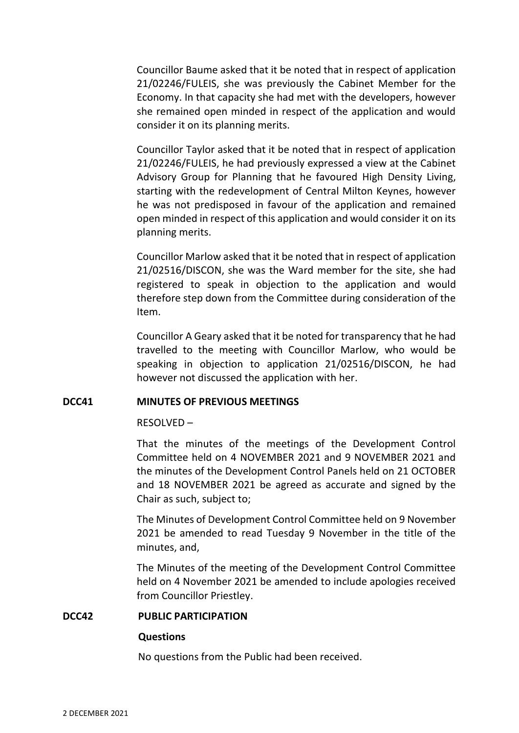Councillor Baume asked that it be noted that in respect of application 21/02246/FULEIS, she was previously the Cabinet Member for the Economy. In that capacity she had met with the developers, however she remained open minded in respect of the application and would consider it on its planning merits.

Councillor Taylor asked that it be noted that in respect of application 21/02246/FULEIS, he had previously expressed a view at the Cabinet Advisory Group for Planning that he favoured High Density Living, starting with the redevelopment of Central Milton Keynes, however he was not predisposed in favour of the application and remained open minded in respect of this application and would consider it on its planning merits.

Councillor Marlow asked that it be noted that in respect of application 21/02516/DISCON, she was the Ward member for the site, she had registered to speak in objection to the application and would therefore step down from the Committee during consideration of the Item.

Councillor A Geary asked that it be noted for transparency that he had travelled to the meeting with Councillor Marlow, who would be speaking in objection to application 21/02516/DISCON, he had however not discussed the application with her.

**DCC41 MINUTES OF PREVIOUS MEETINGS**

RESOLVED –

That the minutes of the meetings of the Development Control Committee held on 4 NOVEMBER 2021 and 9 NOVEMBER 2021 and the minutes of the Development Control Panels held on 21 OCTOBER and 18 NOVEMBER 2021 be agreed as accurate and signed by the Chair as such, subject to;

The Minutes of Development Control Committee held on 9 November 2021 be amended to read Tuesday 9 November in the title of the minutes, and,

The Minutes of the meeting of the Development Control Committee held on 4 November 2021 be amended to include apologies received from Councillor Priestley.

**DCC42 PUBLIC PARTICIPATION**

**Questions**

No questions from the Public had been received.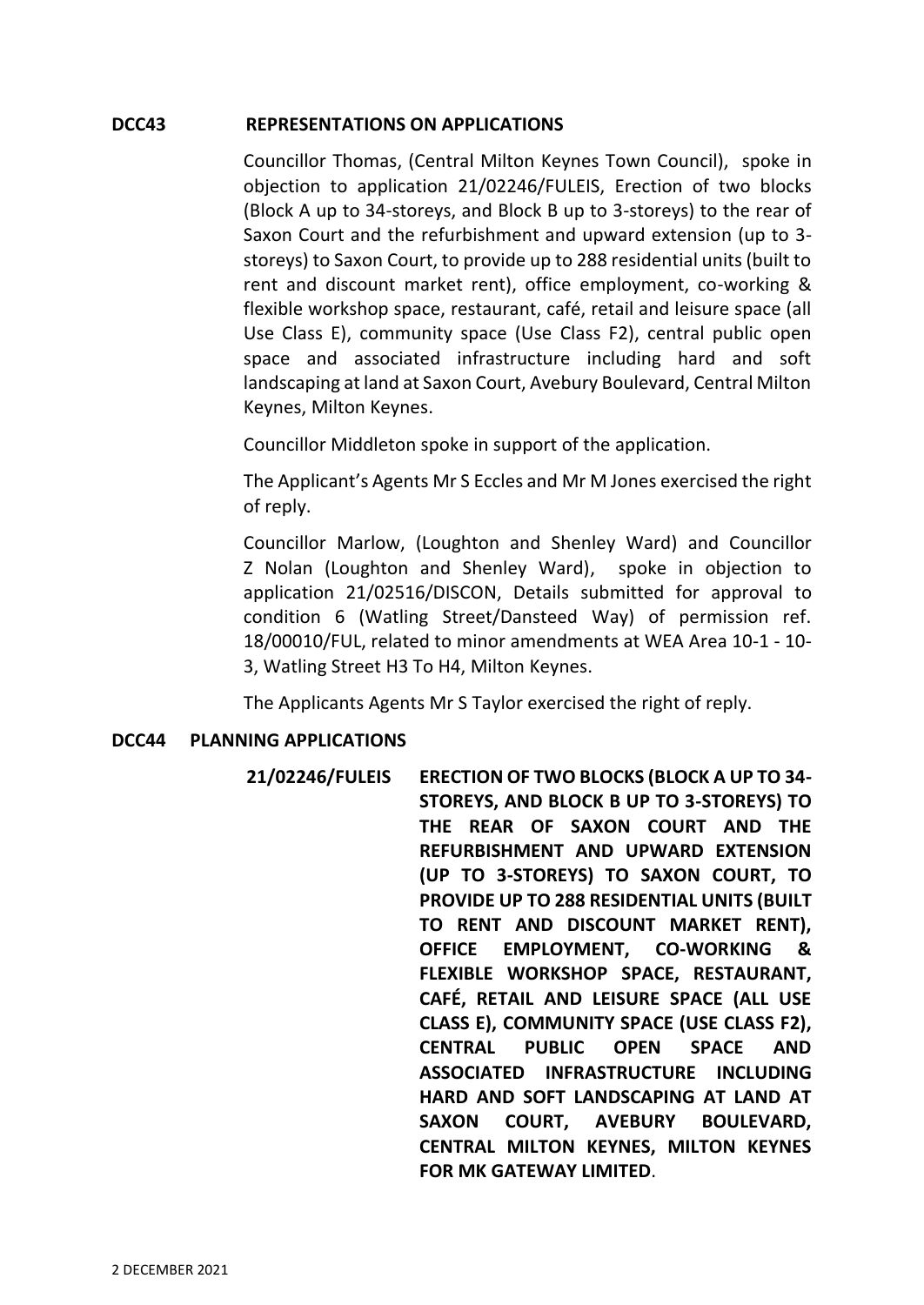**DCC43 REPRESENTATIONS ON APPLICATIONS**

Councillor Thomas, (Central Milton Keynes Town Council), spoke in objection to application 21/02246/FULEIS, Erection of two blocks (Block A up to 34-storeys, and Block B up to 3-storeys) to the rear of Saxon Court and the refurbishment and upward extension (up to 3-storeys) to Saxon Court, to provide up to 288 residential units (built to rent and discount market rent), office employment, co-working & flexible workshop space, restaurant, café, retail and leisure space (all Use Class E), community space (Use Class F2), central public open space and associated infrastructure including hard and soft landscaping at land at Saxon Court, Avebury Boulevard, Central Milton Keynes, Milton Keynes.

Councillor Middleton spoke in support of the application.

The Applicant's Agents Mr S Eccles and Mr M Jones exercised the right of reply.

Councillor Marlow, (Loughton and Shenley Ward) and Councillor Z Nolan (Loughton and Shenley Ward), spoke in objection to application 21/02516/DISCON, Details submitted for approval to condition 6 (Watling Street/Dansteed Way) of permission ref. 18/00010/FUL, related to minor amendments at WEA Area 10-1 - 10-3, Watling Street H3 To H4, Milton Keynes.

The Applicants Agents Mr S Taylor exercised the right of reply.

**DCC44 PLANNING APPLICATIONS**

**21/02246/FULEIS ERECTION OF TWO BLOCKS (BLOCK A UP TO 34-STOREYS, AND BLOCK B UP TO 3-STOREYS) TO THE REAR OF SAXON COURT AND THE REFURBISHMENT AND UPWARD EXTENSION (UP TO 3-STOREYS) TO SAXON COURT, TO PROVIDE UP TO 288 RESIDENTIAL UNITS (BUILT TO RENT AND DISCOUNT MARKET RENT), OFFICE EMPLOYMENT, CO-WORKING & FLEXIBLE WORKSHOP SPACE, RESTAURANT, CAFÉ, RETAIL AND LEISURE SPACE (ALL USE CLASS E), COMMUNITY SPACE (USE CLASS F2), CENTRAL PUBLIC OPEN SPACE AND ASSOCIATED INFRASTRUCTURE INCLUDING HARD AND SOFT LANDSCAPING AT LAND AT SAXON COURT, AVEBURY BOULEVARD, CENTRAL MILTON KEYNES, MILTON KEYNES FOR MK GATEWAY LIMITED**.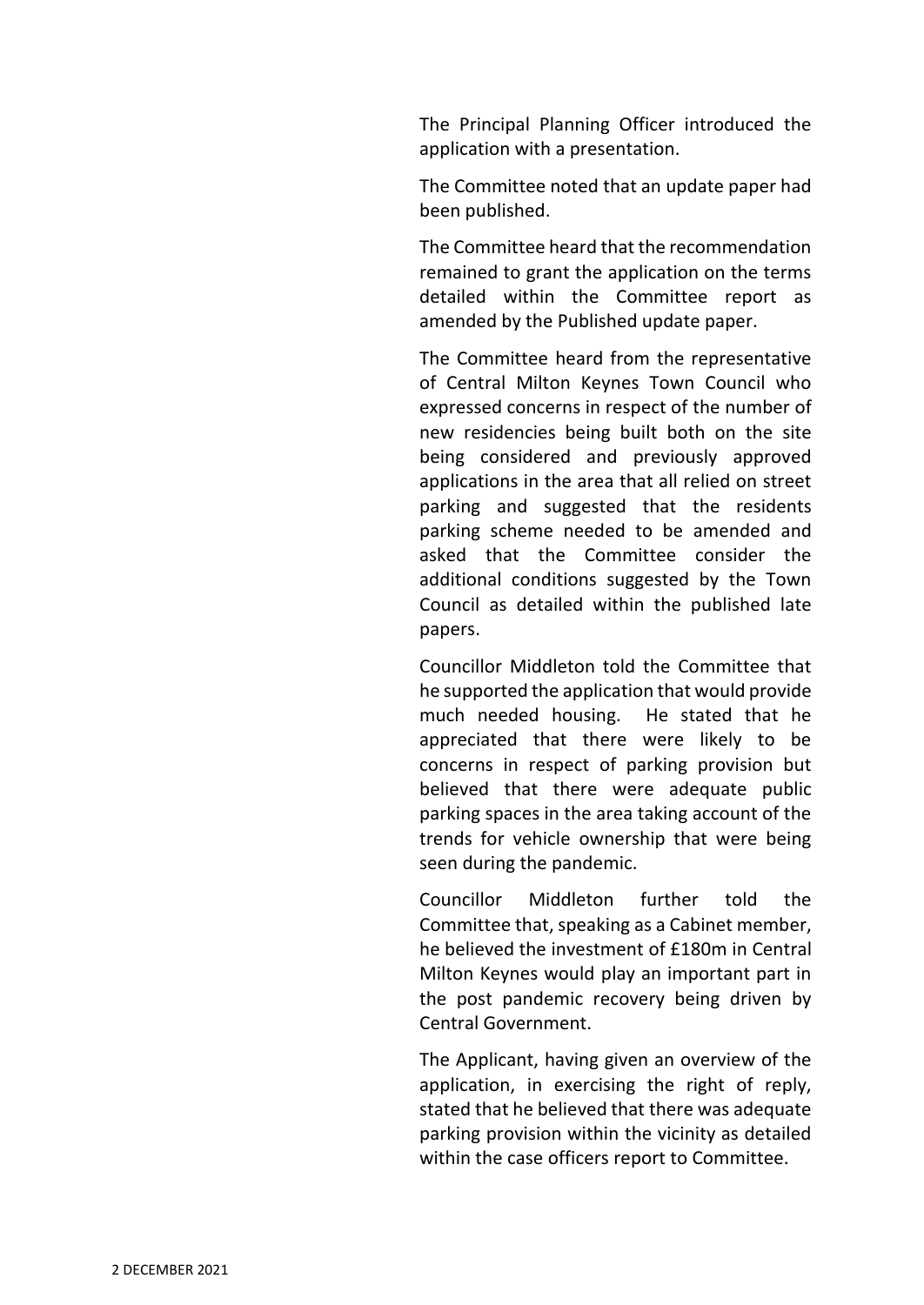The Principal Planning Officer introduced the application with a presentation.

The Committee noted that an update paper had been published.

The Committee heard that the recommendation remained to grant the application on the terms detailed within the Committee report as amended by the Published update paper.

The Committee heard from the representative of Central Milton Keynes Town Council who expressed concerns in respect of the number of new residencies being built both on the site being considered and previously approved applications in the area that all relied on street parking and suggested that the residents parking scheme needed to be amended and asked that the Committee consider the additional conditions suggested by the Town Council as detailed within the published late papers.

Councillor Middleton told the Committee that he supported the application that would provide much needed housing. He stated that he appreciated that there were likely to be concerns in respect of parking provision but believed that there were adequate public parking spaces in the area taking account of the trends for vehicle ownership that were being seen during the pandemic.

Councillor Middleton further told the Committee that, speaking as a Cabinet member, he believed the investment of £180m in Central Milton Keynes would play an important part in the post pandemic recovery being driven by Central Government.

The Applicant, having given an overview of the application, in exercising the right of reply, stated that he believed that there was adequate parking provision within the vicinity as detailed within the case officers report to Committee.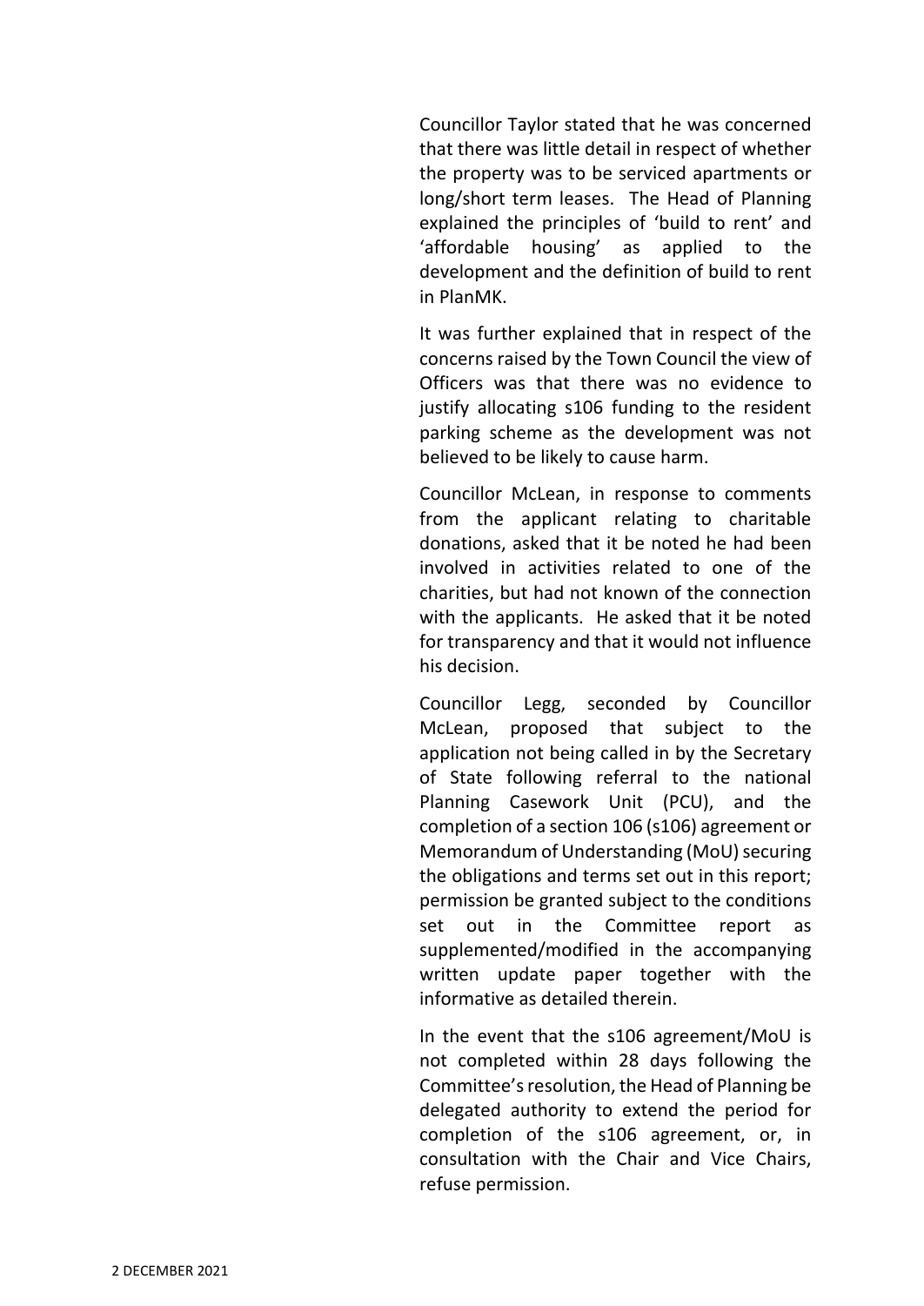Councillor Taylor stated that he was concerned that there was little detail in respect of whether the property was to be serviced apartments or long/short term leases. The Head of Planning explained the principles of 'build to rent' and 'affordable housing' as applied to the development and the definition of build to rent in PlanMK.

It was further explained that in respect of the concerns raised by the Town Council the view of Officers was that there was no evidence to justify allocating s106 funding to the resident parking scheme as the development was not believed to be likely to cause harm.

Councillor McLean, in response to comments from the applicant relating to charitable donations, asked that it be noted he had been involved in activities related to one of the charities, but had not known of the connection with the applicants. He asked that it be noted for transparency and that it would not influence his decision.

Councillor Legg, seconded by Councillor McLean, proposed that subject to the application not being called in by the Secretary of State following referral to the national Planning Casework Unit (PCU), and the completion of a section 106 (s106) agreement or Memorandum of Understanding (MoU) securing the obligations and terms set out in this report; permission be granted subject to the conditions set out in the Committee report as supplemented/modified in the accompanying written update paper together with the informative as detailed therein.

In the event that the s106 agreement/MoU is not completed within 28 days following the Committee's resolution, the Head of Planning be delegated authority to extend the period for completion of the s106 agreement, or, in consultation with the Chair and Vice Chairs, refuse permission.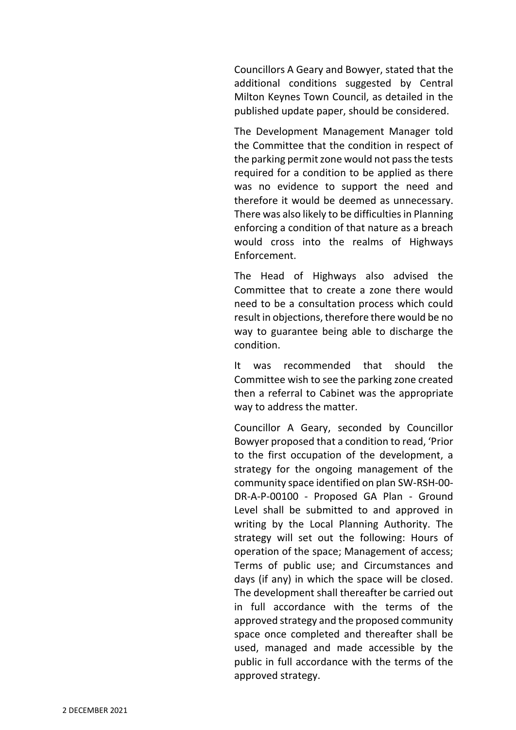Councillors A Geary and Bowyer, stated that the additional conditions suggested by Central Milton Keynes Town Council, as detailed in the published update paper, should be considered.

The Development Management Manager told the Committee that the condition in respect of the parking permit zone would not pass the tests required for a condition to be applied as there was no evidence to support the need and therefore it would be deemed as unnecessary. There was also likely to be difficulties in Planning enforcing a condition of that nature as a breach would cross into the realms of Highways Enforcement.

The Head of Highways also advised the Committee that to create a zone there would need to be a consultation process which could result in objections, therefore there would be no way to guarantee being able to discharge the condition.

It was recommended that should the Committee wish to see the parking zone created then a referral to Cabinet was the appropriate way to address the matter.

Councillor A Geary, seconded by Councillor Bowyer proposed that a condition to read, 'Prior to the first occupation of the development, a strategy for the ongoing management of the community space identified on plan SW-RSH-00-DR-A-P-00100 - Proposed GA Plan - Ground Level shall be submitted to and approved in writing by the Local Planning Authority. The strategy will set out the following: Hours of operation of the space; Management of access; Terms of public use; and Circumstances and days (if any) in which the space will be closed. The development shall thereafter be carried out in full accordance with the terms of the approved strategy and the proposed community space once completed and thereafter shall be used, managed and made accessible by the public in full accordance with the terms of the approved strategy.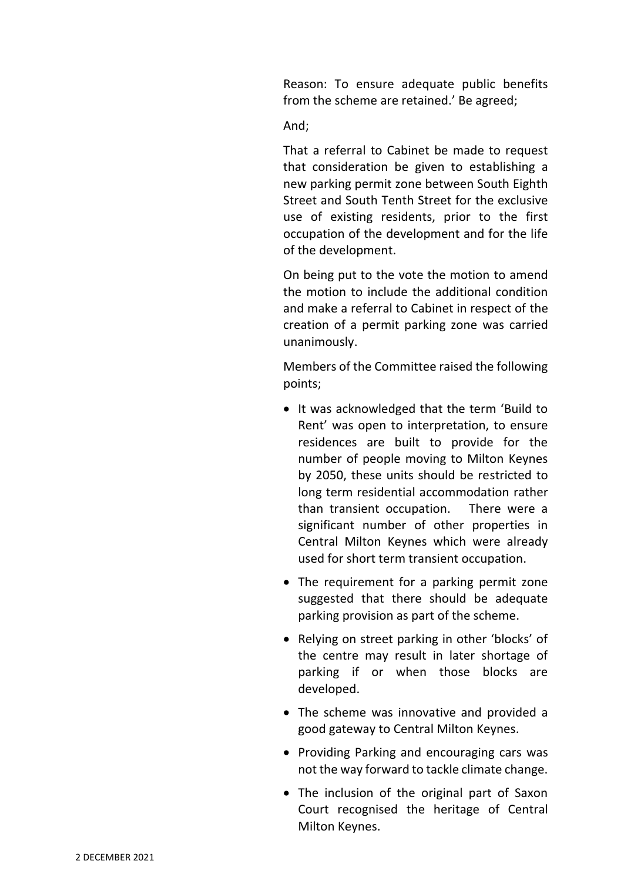Reason: To ensure adequate public benefits from the scheme are retained.' Be agreed;

And;

That a referral to Cabinet be made to request that consideration be given to establishing a new parking permit zone between South Eighth Street and South Tenth Street for the exclusive use of existing residents, prior to the first occupation of the development and for the life of the development.

On being put to the vote the motion to amend the motion to include the additional condition and make a referral to Cabinet in respect of the creation of a permit parking zone was carried unanimously.

Members of the Committee raised the following points;

- It was acknowledged that the term 'Build to Rent' was open to interpretation, to ensure residences are built to provide for the number of people moving to Milton Keynes by 2050, these units should be restricted to long term residential accommodation rather than transient occupation. There were a significant number of other properties in Central Milton Keynes which were already used for short term transient occupation.
- The requirement for a parking permit zone suggested that there should be adequate parking provision as part of the scheme.
- Relying on street parking in other 'blocks' of the centre may result in later shortage of parking if or when those blocks are developed.
- The scheme was innovative and provided a good gateway to Central Milton Keynes.
- Providing Parking and encouraging cars was not the way forward to tackle climate change.
- The inclusion of the original part of Saxon Court recognised the heritage of Central Milton Keynes.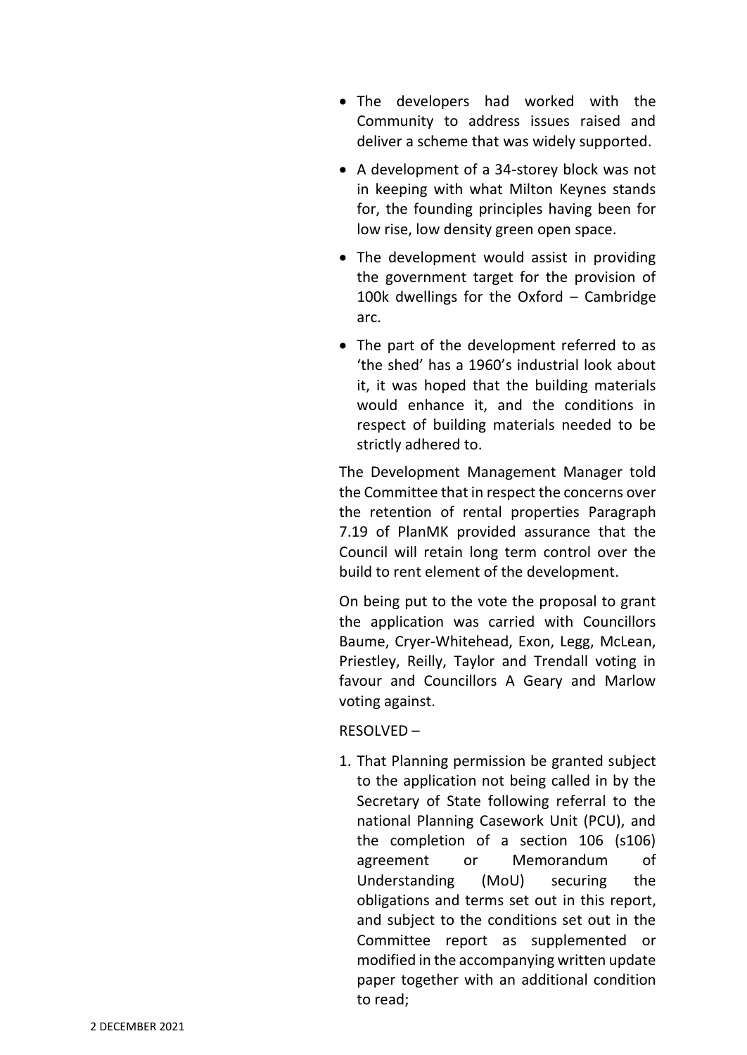- The developers had worked with the Community to address issues raised and deliver a scheme that was widely supported.
- A development of a 34-storey block was not in keeping with what Milton Keynes stands for, the founding principles having been for low rise, low density green open space.
- The development would assist in providing the government target for the provision of 100k dwellings for the Oxford – Cambridge arc.
- The part of the development referred to as 'the shed' has a 1960's industrial look about it, it was hoped that the building materials would enhance it, and the conditions in respect of building materials needed to be strictly adhered to.

The Development Management Manager told the Committee that in respect the concerns over the retention of rental properties Paragraph 7.19 of PlanMK provided assurance that the Council will retain long term control over the build to rent element of the development.

On being put to the vote the proposal to grant the application was carried with Councillors Baume, Cryer-Whitehead, Exon, Legg, McLean, Priestley, Reilly, Taylor and Trendall voting in favour and Councillors A Geary and Marlow voting against.

RESOLVED –

1. That Planning permission be granted subject to the application not being called in by the Secretary of State following referral to the national Planning Casework Unit (PCU), and the completion of a section 106 (s106) agreement or Memorandum of Understanding (MoU) securing the obligations and terms set out in this report, and subject to the conditions set out in the Committee report as supplemented or modified in the accompanying written update paper together with an additional condition to read;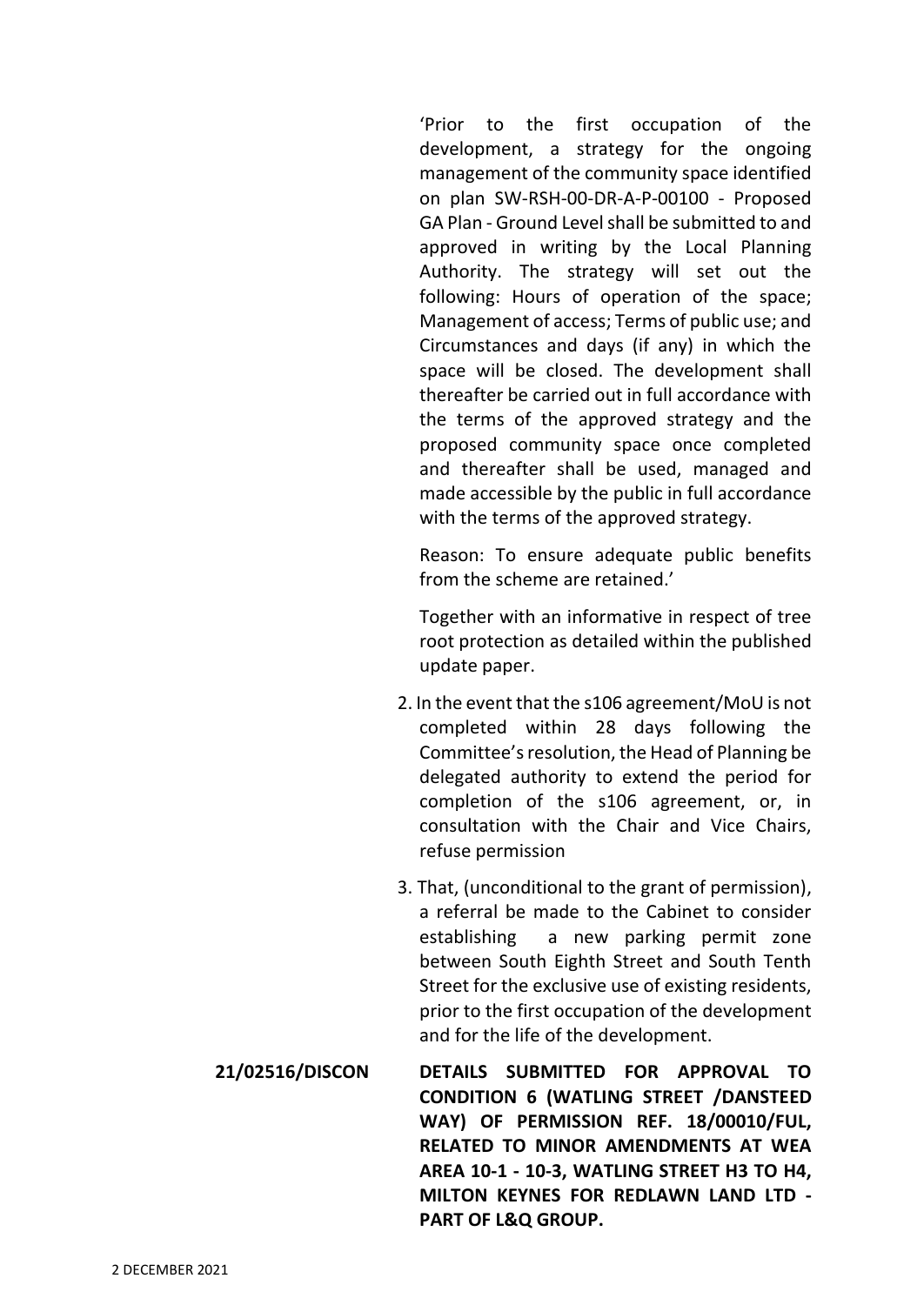'Prior to the first occupation of the development, a strategy for the ongoing management of the community space identified on plan SW-RSH-00-DR-A-P-00100 - Proposed GA Plan - Ground Level shall be submitted to and approved in writing by the Local Planning Authority. The strategy will set out the following: Hours of operation of the space; Management of access; Terms of public use; and Circumstances and days (if any) in which the space will be closed. The development shall thereafter be carried out in full accordance with the terms of the approved strategy and the proposed community space once completed and thereafter shall be used, managed and made accessible by the public in full accordance with the terms of the approved strategy.

Reason: To ensure adequate public benefits from the scheme are retained.'

Together with an informative in respect of tree root protection as detailed within the published update paper.

2. In the event that the s106 agreement/MoU is not completed within 28 days following the Committee's resolution, the Head of Planning be delegated authority to extend the period for completion of the s106 agreement, or, in consultation with the Chair and Vice Chairs, refuse permission

3. That, (unconditional to the grant of permission), a referral be made to the Cabinet to consider establishing a new parking permit zone between South Eighth Street and South Tenth Street for the exclusive use of existing residents, prior to the first occupation of the development and for the life of the development.

**21/02516/DISCON** **DETAILS SUBMITTED FOR APPROVAL TO CONDITION 6 (WATLING STREET /DANSTEED WAY) OF PERMISSION REF. 18/00010/FUL, RELATED TO MINOR AMENDMENTS AT WEA AREA 10-1 - 10-3, WATLING STREET H3 TO H4, MILTON KEYNES FOR REDLAWN LAND LTD - PART OF L&Q GROUP.**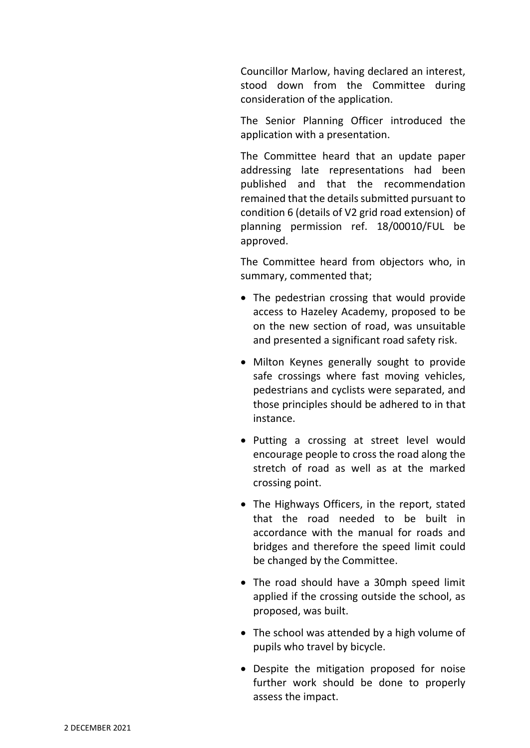Councillor Marlow, having declared an interest, stood down from the Committee during consideration of the application.

The Senior Planning Officer introduced the application with a presentation.

The Committee heard that an update paper addressing late representations had been published and that the recommendation remained that the details submitted pursuant to condition 6 (details of V2 grid road extension) of planning permission ref. 18/00010/FUL be approved.

The Committee heard from objectors who, in summary, commented that;

- The pedestrian crossing that would provide access to Hazeley Academy, proposed to be on the new section of road, was unsuitable and presented a significant road safety risk.
- Milton Keynes generally sought to provide safe crossings where fast moving vehicles, pedestrians and cyclists were separated, and those principles should be adhered to in that instance.
- Putting a crossing at street level would encourage people to cross the road along the stretch of road as well as at the marked crossing point.
- The Highways Officers, in the report, stated that the road needed to be built in accordance with the manual for roads and bridges and therefore the speed limit could be changed by the Committee.
- The road should have a 30mph speed limit applied if the crossing outside the school, as proposed, was built.
- The school was attended by a high volume of pupils who travel by bicycle.
- Despite the mitigation proposed for noise further work should be done to properly assess the impact.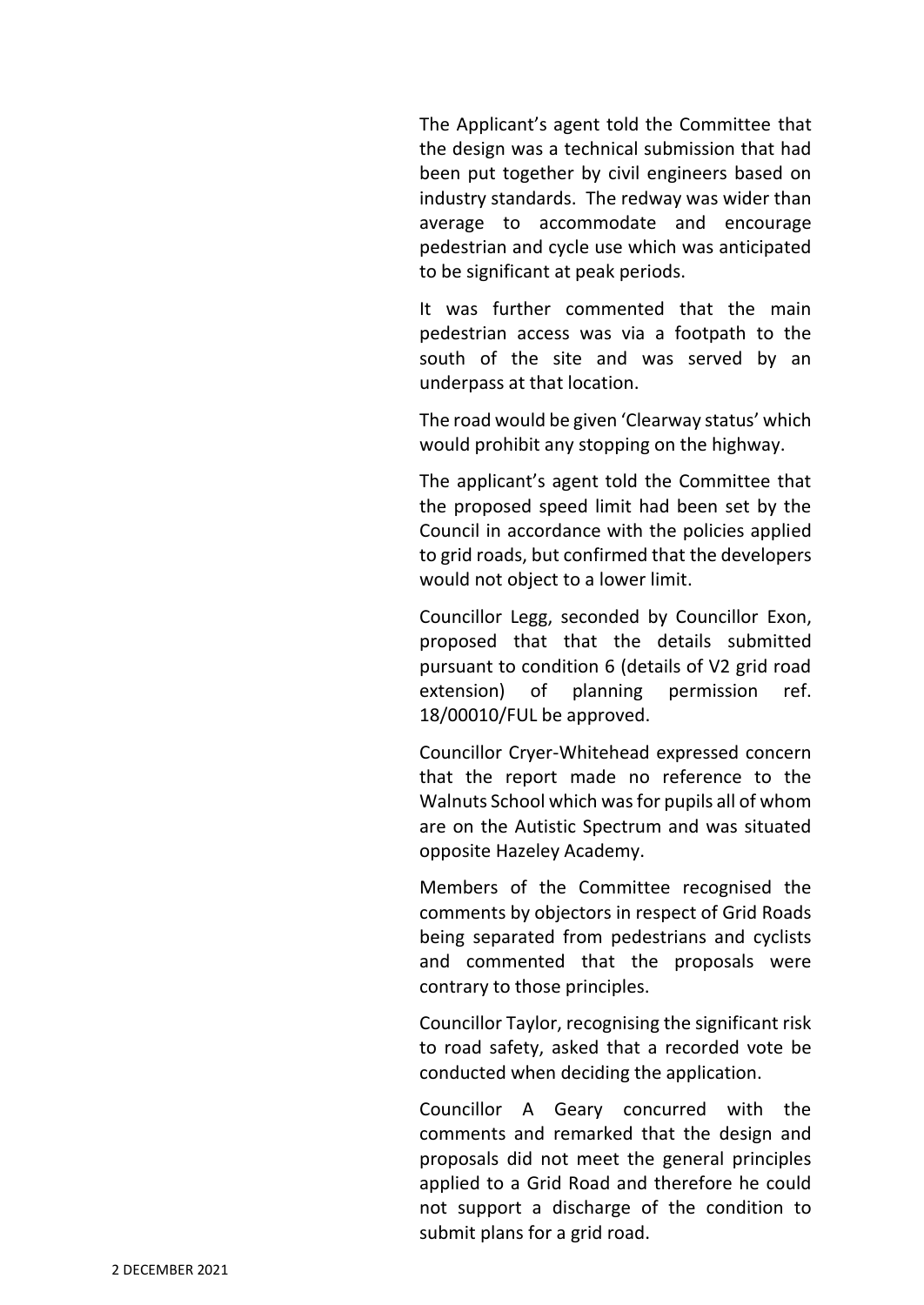The Applicant's agent told the Committee that the design was a technical submission that had been put together by civil engineers based on industry standards. The redway was wider than average to accommodate and encourage pedestrian and cycle use which was anticipated to be significant at peak periods.

It was further commented that the main pedestrian access was via a footpath to the south of the site and was served by an underpass at that location.

The road would be given 'Clearway status' which would prohibit any stopping on the highway.

The applicant's agent told the Committee that the proposed speed limit had been set by the Council in accordance with the policies applied to grid roads, but confirmed that the developers would not object to a lower limit.

Councillor Legg, seconded by Councillor Exon, proposed that that the details submitted pursuant to condition 6 (details of V2 grid road extension) of planning permission ref. 18/00010/FUL be approved.

Councillor Cryer-Whitehead expressed concern that the report made no reference to the Walnuts School which was for pupils all of whom are on the Autistic Spectrum and was situated opposite Hazeley Academy.

Members of the Committee recognised the comments by objectors in respect of Grid Roads being separated from pedestrians and cyclists and commented that the proposals were contrary to those principles.

Councillor Taylor, recognising the significant risk to road safety, asked that a recorded vote be conducted when deciding the application.

Councillor A Geary concurred with the comments and remarked that the design and proposals did not meet the general principles applied to a Grid Road and therefore he could not support a discharge of the condition to submit plans for a grid road.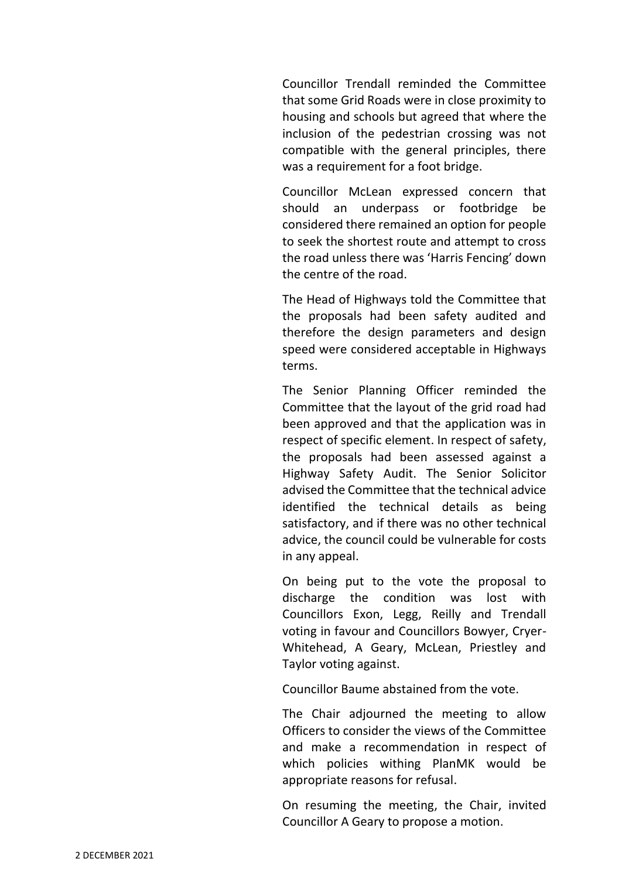Councillor Trendall reminded the Committee that some Grid Roads were in close proximity to housing and schools but agreed that where the inclusion of the pedestrian crossing was not compatible with the general principles, there was a requirement for a foot bridge.

Councillor McLean expressed concern that should an underpass or footbridge be considered there remained an option for people to seek the shortest route and attempt to cross the road unless there was 'Harris Fencing' down the centre of the road.

The Head of Highways told the Committee that the proposals had been safety audited and therefore the design parameters and design speed were considered acceptable in Highways terms.

The Senior Planning Officer reminded the Committee that the layout of the grid road had been approved and that the application was in respect of specific element. In respect of safety, the proposals had been assessed against a Highway Safety Audit. The Senior Solicitor advised the Committee that the technical advice identified the technical details as being satisfactory, and if there was no other technical advice, the council could be vulnerable for costs in any appeal.

On being put to the vote the proposal to discharge the condition was lost with Councillors Exon, Legg, Reilly and Trendall voting in favour and Councillors Bowyer, Cryer-Whitehead, A Geary, McLean, Priestley and Taylor voting against.

Councillor Baume abstained from the vote.

The Chair adjourned the meeting to allow Officers to consider the views of the Committee and make a recommendation in respect of which policies withing PlanMK would be appropriate reasons for refusal.

On resuming the meeting, the Chair, invited Councillor A Geary to propose a motion.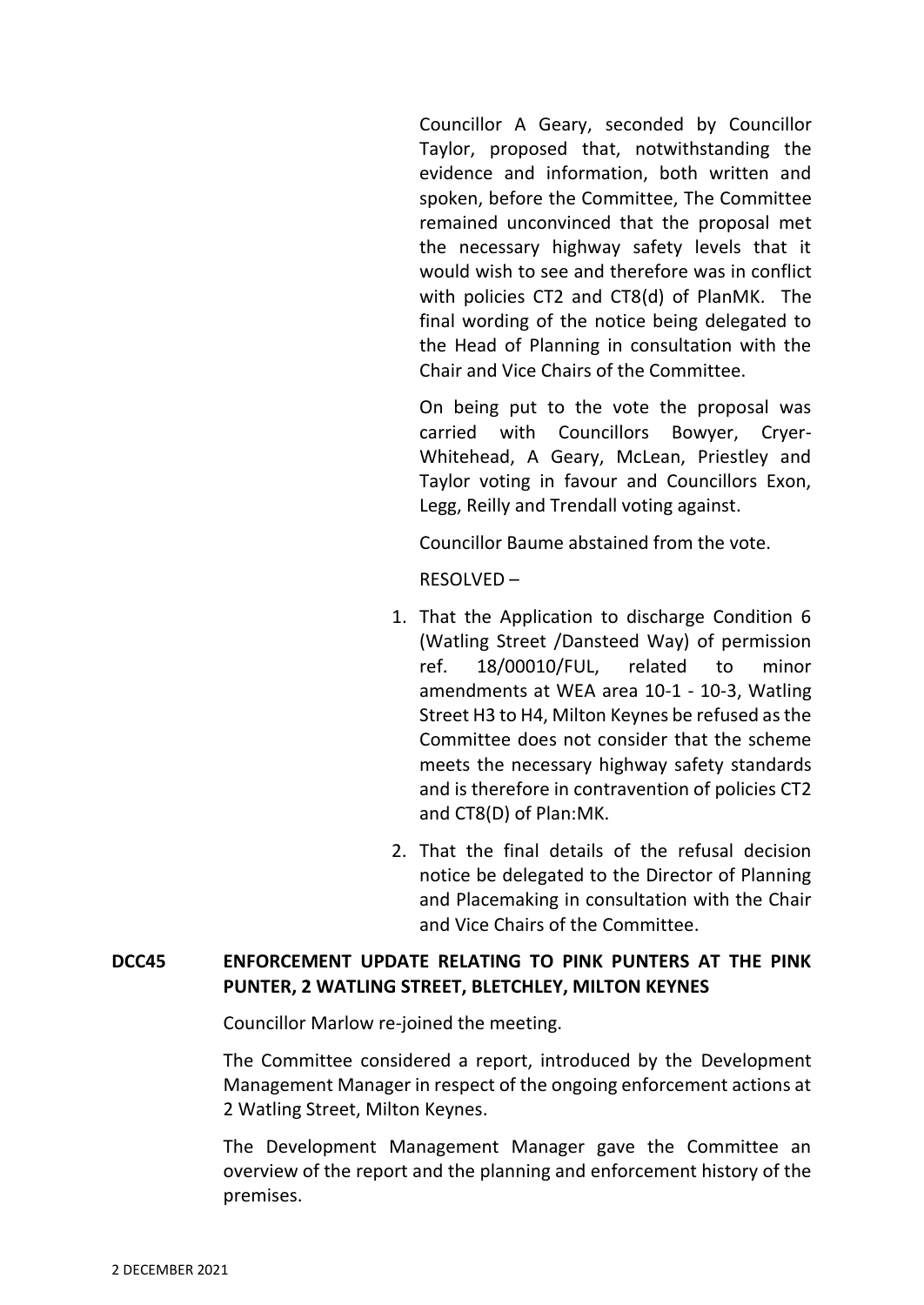Councillor A Geary, seconded by Councillor Taylor, proposed that, notwithstanding the evidence and information, both written and spoken, before the Committee, The Committee remained unconvinced that the proposal met the necessary highway safety levels that it would wish to see and therefore was in conflict with policies CT2 and CT8(d) of PlanMK. The final wording of the notice being delegated to the Head of Planning in consultation with the Chair and Vice Chairs of the Committee.

On being put to the vote the proposal was carried with Councillors Bowyer, Cryer-Whitehead, A Geary, McLean, Priestley and Taylor voting in favour and Councillors Exon, Legg, Reilly and Trendall voting against.

Councillor Baume abstained from the vote.

RESOLVED –

1. That the Application to discharge Condition 6 (Watling Street /Dansteed Way) of permission ref. 18/00010/FUL, related to minor amendments at WEA area 10-1 - 10-3, Watling Street H3 to H4, Milton Keynes be refused as the Committee does not consider that the scheme meets the necessary highway safety standards and is therefore in contravention of policies CT2 and CT8(D) of Plan:MK.
2. That the final details of the refusal decision notice be delegated to the Director of Planning and Placemaking in consultation with the Chair and Vice Chairs of the Committee.

**DCC45 ENFORCEMENT UPDATE RELATING TO PINK PUNTERS AT THE PINK PUNTER, 2 WATLING STREET, BLETCHLEY, MILTON KEYNES**

Councillor Marlow re-joined the meeting.

The Committee considered a report, introduced by the Development Management Manager in respect of the ongoing enforcement actions at 2 Watling Street, Milton Keynes.

The Development Management Manager gave the Committee an overview of the report and the planning and enforcement history of the premises.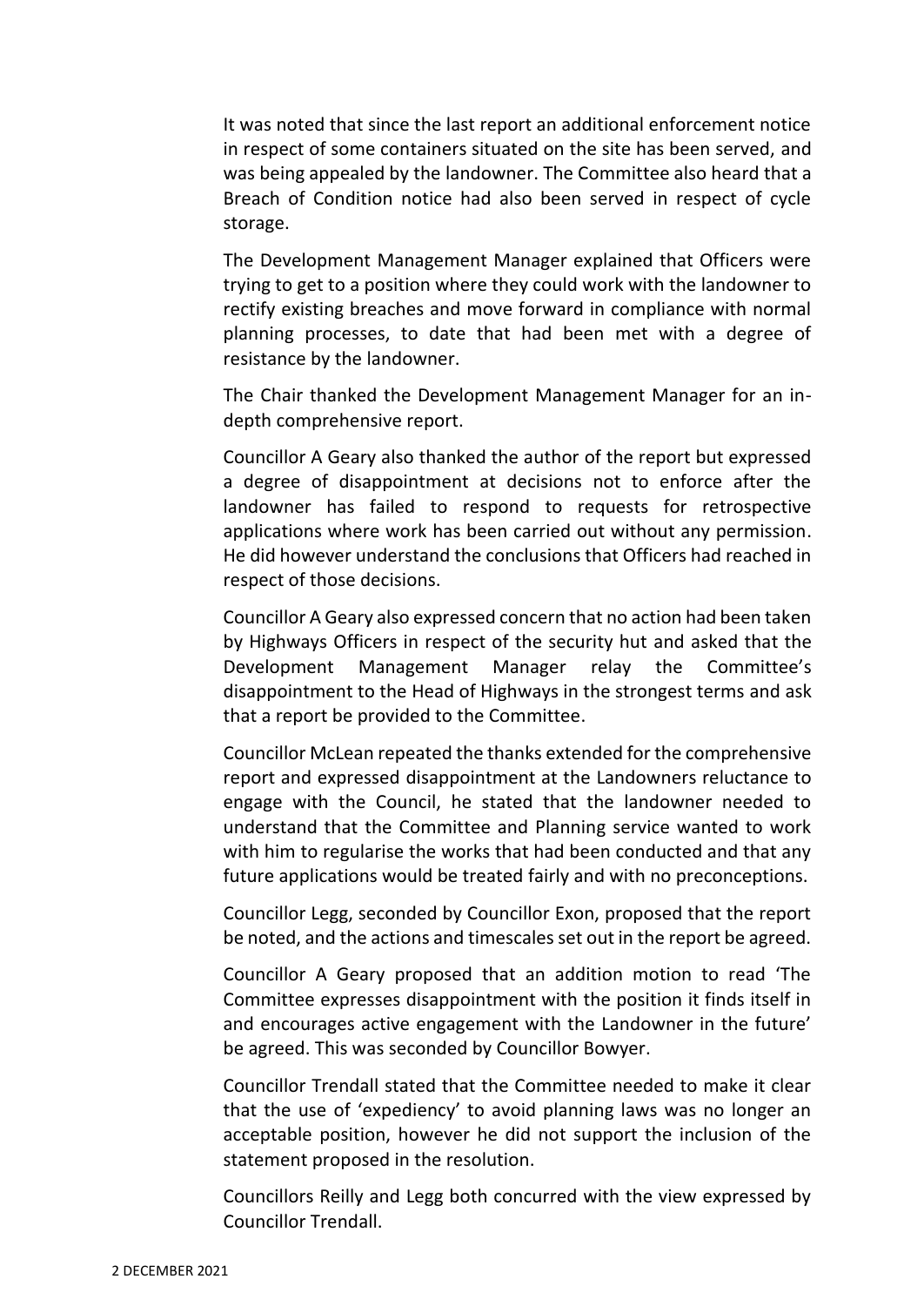It was noted that since the last report an additional enforcement notice in respect of some containers situated on the site has been served, and was being appealed by the landowner. The Committee also heard that a Breach of Condition notice had also been served in respect of cycle storage.

The Development Management Manager explained that Officers were trying to get to a position where they could work with the landowner to rectify existing breaches and move forward in compliance with normal planning processes, to date that had been met with a degree of resistance by the landowner.

The Chair thanked the Development Management Manager for an in-depth comprehensive report.

Councillor A Geary also thanked the author of the report but expressed a degree of disappointment at decisions not to enforce after the landowner has failed to respond to requests for retrospective applications where work has been carried out without any permission. He did however understand the conclusions that Officers had reached in respect of those decisions.

Councillor A Geary also expressed concern that no action had been taken by Highways Officers in respect of the security hut and asked that the Development Management Manager relay the Committee's disappointment to the Head of Highways in the strongest terms and ask that a report be provided to the Committee.

Councillor McLean repeated the thanks extended for the comprehensive report and expressed disappointment at the Landowners reluctance to engage with the Council, he stated that the landowner needed to understand that the Committee and Planning service wanted to work with him to regularise the works that had been conducted and that any future applications would be treated fairly and with no preconceptions.

Councillor Legg, seconded by Councillor Exon, proposed that the report be noted, and the actions and timescales set out in the report be agreed.

Councillor A Geary proposed that an addition motion to read 'The Committee expresses disappointment with the position it finds itself in and encourages active engagement with the Landowner in the future' be agreed. This was seconded by Councillor Bowyer.

Councillor Trendall stated that the Committee needed to make it clear that the use of 'expediency' to avoid planning laws was no longer an acceptable position, however he did not support the inclusion of the statement proposed in the resolution.

Councillors Reilly and Legg both concurred with the view expressed by Councillor Trendall.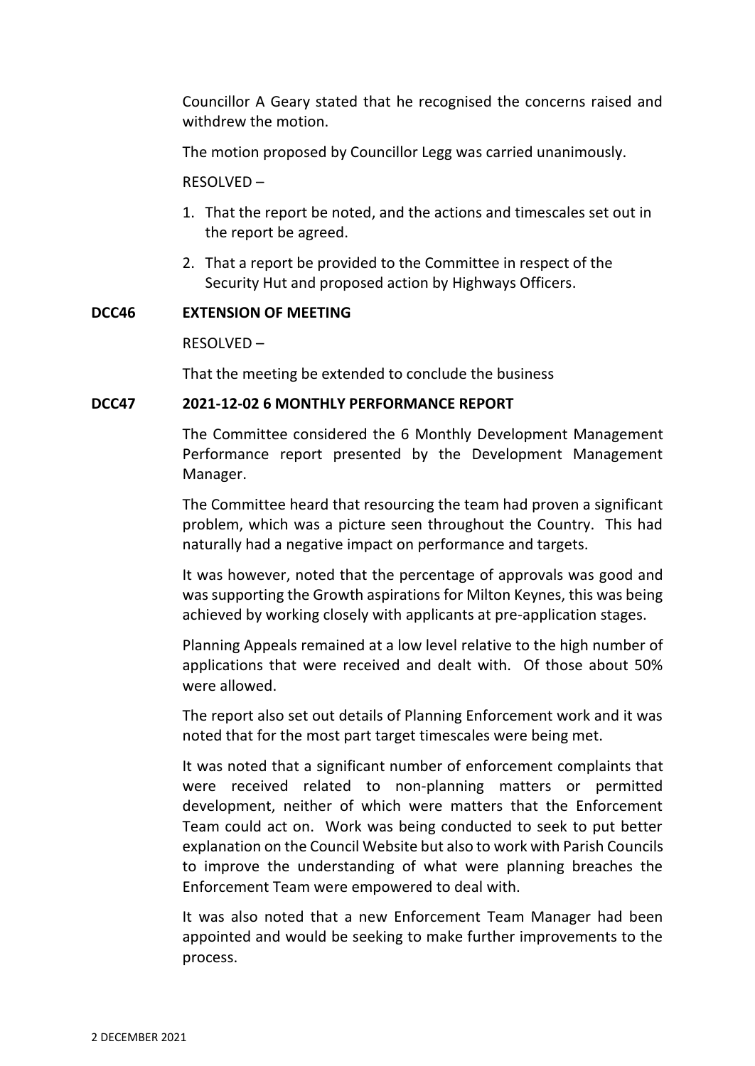Councillor A Geary stated that he recognised the concerns raised and withdrew the motion.

The motion proposed by Councillor Legg was carried unanimously.

RESOLVED –

1. That the report be noted, and the actions and timescales set out in the report be agreed.
2. That a report be provided to the Committee in respect of the Security Hut and proposed action by Highways Officers.

**DCC46 EXTENSION OF MEETING**

RESOLVED –

That the meeting be extended to conclude the business

**DCC47 2021-12-02 6 MONTHLY PERFORMANCE REPORT**

The Committee considered the 6 Monthly Development Management Performance report presented by the Development Management Manager.

The Committee heard that resourcing the team had proven a significant problem, which was a picture seen throughout the Country. This had naturally had a negative impact on performance and targets.

It was however, noted that the percentage of approvals was good and was supporting the Growth aspirations for Milton Keynes, this was being achieved by working closely with applicants at pre-application stages.

Planning Appeals remained at a low level relative to the high number of applications that were received and dealt with. Of those about 50% were allowed.

The report also set out details of Planning Enforcement work and it was noted that for the most part target timescales were being met.

It was noted that a significant number of enforcement complaints that were received related to non-planning matters or permitted development, neither of which were matters that the Enforcement Team could act on. Work was being conducted to seek to put better explanation on the Council Website but also to work with Parish Councils to improve the understanding of what were planning breaches the Enforcement Team were empowered to deal with.

It was also noted that a new Enforcement Team Manager had been appointed and would be seeking to make further improvements to the process.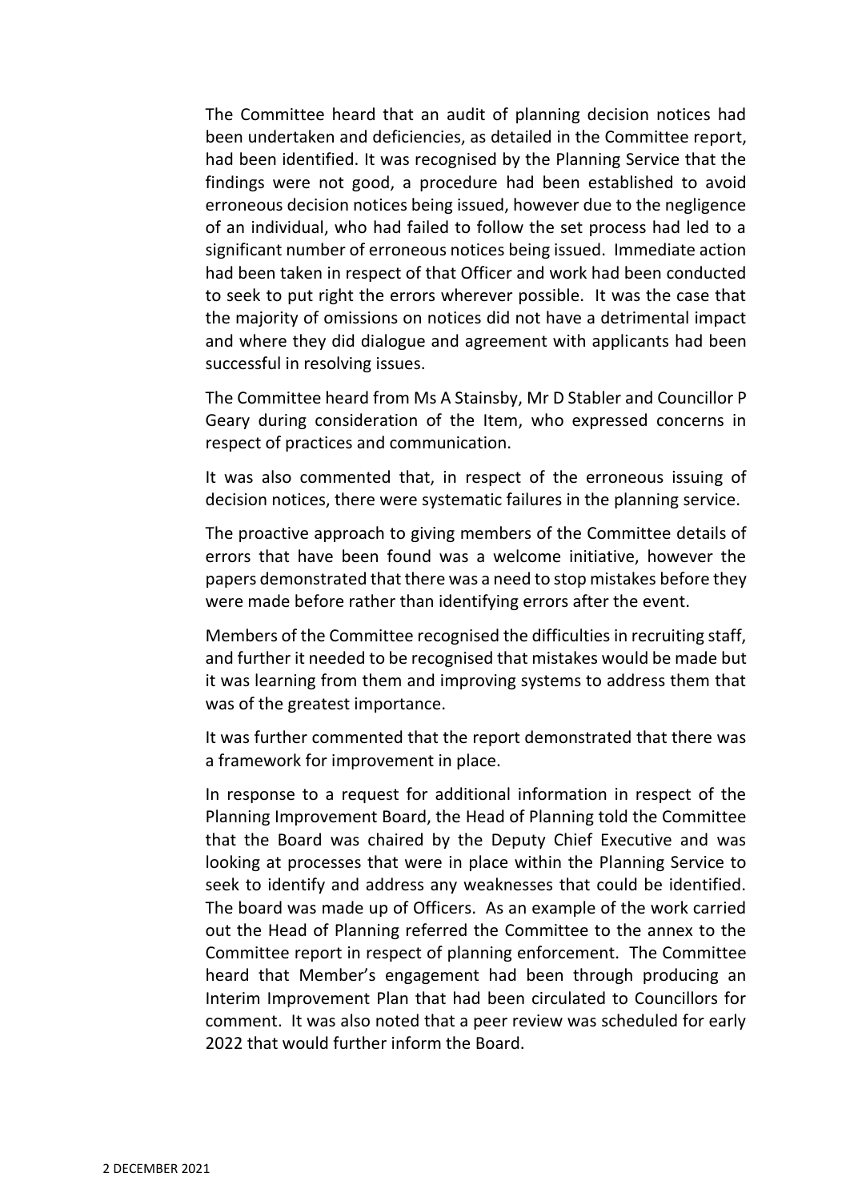The Committee heard that an audit of planning decision notices had been undertaken and deficiencies, as detailed in the Committee report, had been identified. It was recognised by the Planning Service that the findings were not good, a procedure had been established to avoid erroneous decision notices being issued, however due to the negligence of an individual, who had failed to follow the set process had led to a significant number of erroneous notices being issued. Immediate action had been taken in respect of that Officer and work had been conducted to seek to put right the errors wherever possible. It was the case that the majority of omissions on notices did not have a detrimental impact and where they did dialogue and agreement with applicants had been successful in resolving issues.

The Committee heard from Ms A Stainsby, Mr D Stabler and Councillor P Geary during consideration of the Item, who expressed concerns in respect of practices and communication.

It was also commented that, in respect of the erroneous issuing of decision notices, there were systematic failures in the planning service.

The proactive approach to giving members of the Committee details of errors that have been found was a welcome initiative, however the papers demonstrated that there was a need to stop mistakes before they were made before rather than identifying errors after the event.

Members of the Committee recognised the difficulties in recruiting staff, and further it needed to be recognised that mistakes would be made but it was learning from them and improving systems to address them that was of the greatest importance.

It was further commented that the report demonstrated that there was a framework for improvement in place.

In response to a request for additional information in respect of the Planning Improvement Board, the Head of Planning told the Committee that the Board was chaired by the Deputy Chief Executive and was looking at processes that were in place within the Planning Service to seek to identify and address any weaknesses that could be identified. The board was made up of Officers. As an example of the work carried out the Head of Planning referred the Committee to the annex to the Committee report in respect of planning enforcement. The Committee heard that Member's engagement had been through producing an Interim Improvement Plan that had been circulated to Councillors for comment. It was also noted that a peer review was scheduled for early 2022 that would further inform the Board.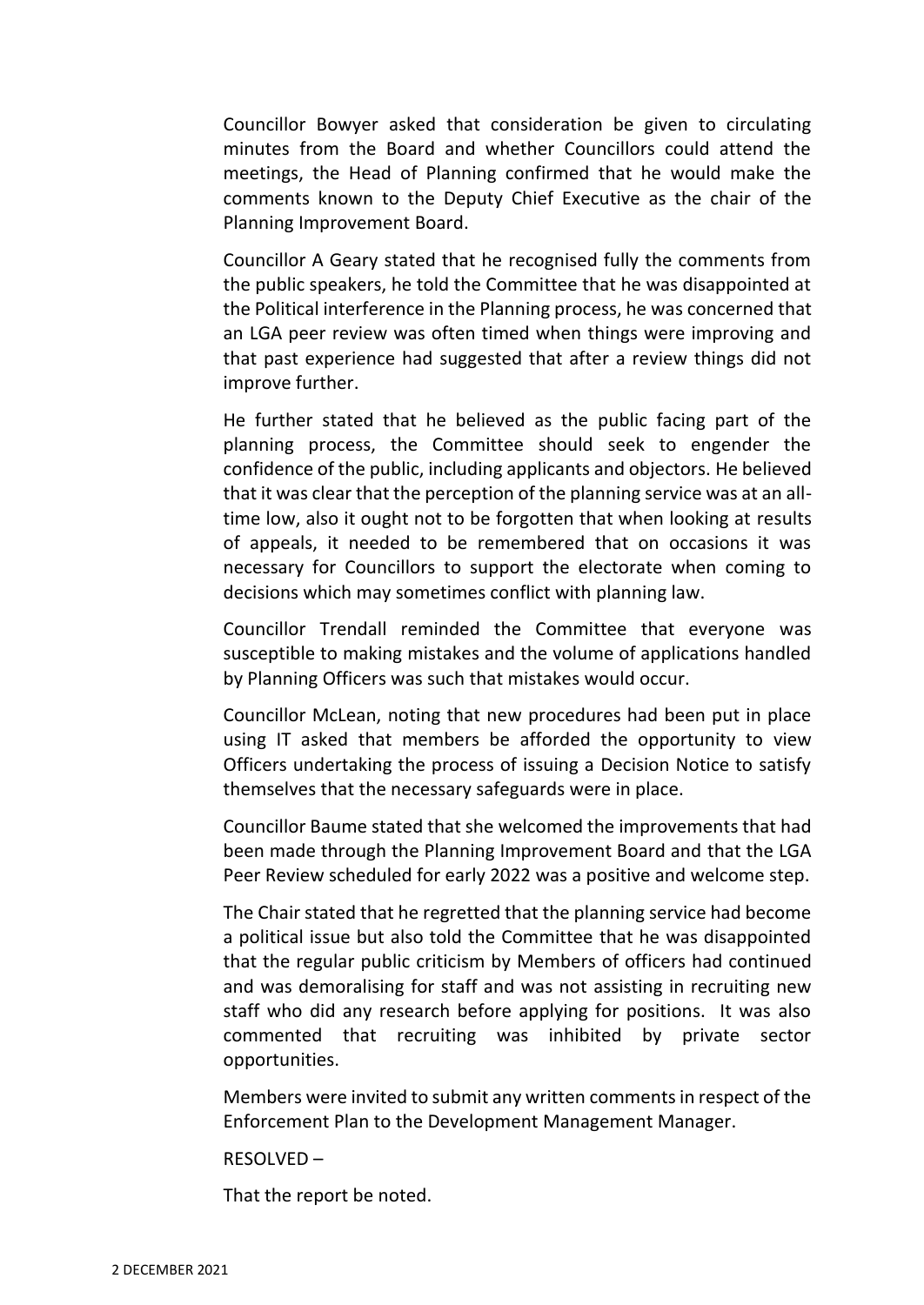Councillor Bowyer asked that consideration be given to circulating minutes from the Board and whether Councillors could attend the meetings, the Head of Planning confirmed that he would make the comments known to the Deputy Chief Executive as the chair of the Planning Improvement Board.

Councillor A Geary stated that he recognised fully the comments from the public speakers, he told the Committee that he was disappointed at the Political interference in the Planning process, he was concerned that an LGA peer review was often timed when things were improving and that past experience had suggested that after a review things did not improve further.

He further stated that he believed as the public facing part of the planning process, the Committee should seek to engender the confidence of the public, including applicants and objectors. He believed that it was clear that the perception of the planning service was at an all-time low, also it ought not to be forgotten that when looking at results of appeals, it needed to be remembered that on occasions it was necessary for Councillors to support the electorate when coming to decisions which may sometimes conflict with planning law.

Councillor Trendall reminded the Committee that everyone was susceptible to making mistakes and the volume of applications handled by Planning Officers was such that mistakes would occur.

Councillor McLean, noting that new procedures had been put in place using IT asked that members be afforded the opportunity to view Officers undertaking the process of issuing a Decision Notice to satisfy themselves that the necessary safeguards were in place.

Councillor Baume stated that she welcomed the improvements that had been made through the Planning Improvement Board and that the LGA Peer Review scheduled for early 2022 was a positive and welcome step.

The Chair stated that he regretted that the planning service had become a political issue but also told the Committee that he was disappointed that the regular public criticism by Members of officers had continued and was demoralising for staff and was not assisting in recruiting new staff who did any research before applying for positions. It was also commented that recruiting was inhibited by private sector opportunities.

Members were invited to submit any written comments in respect of the Enforcement Plan to the Development Management Manager.

RESOLVED –

That the report be noted.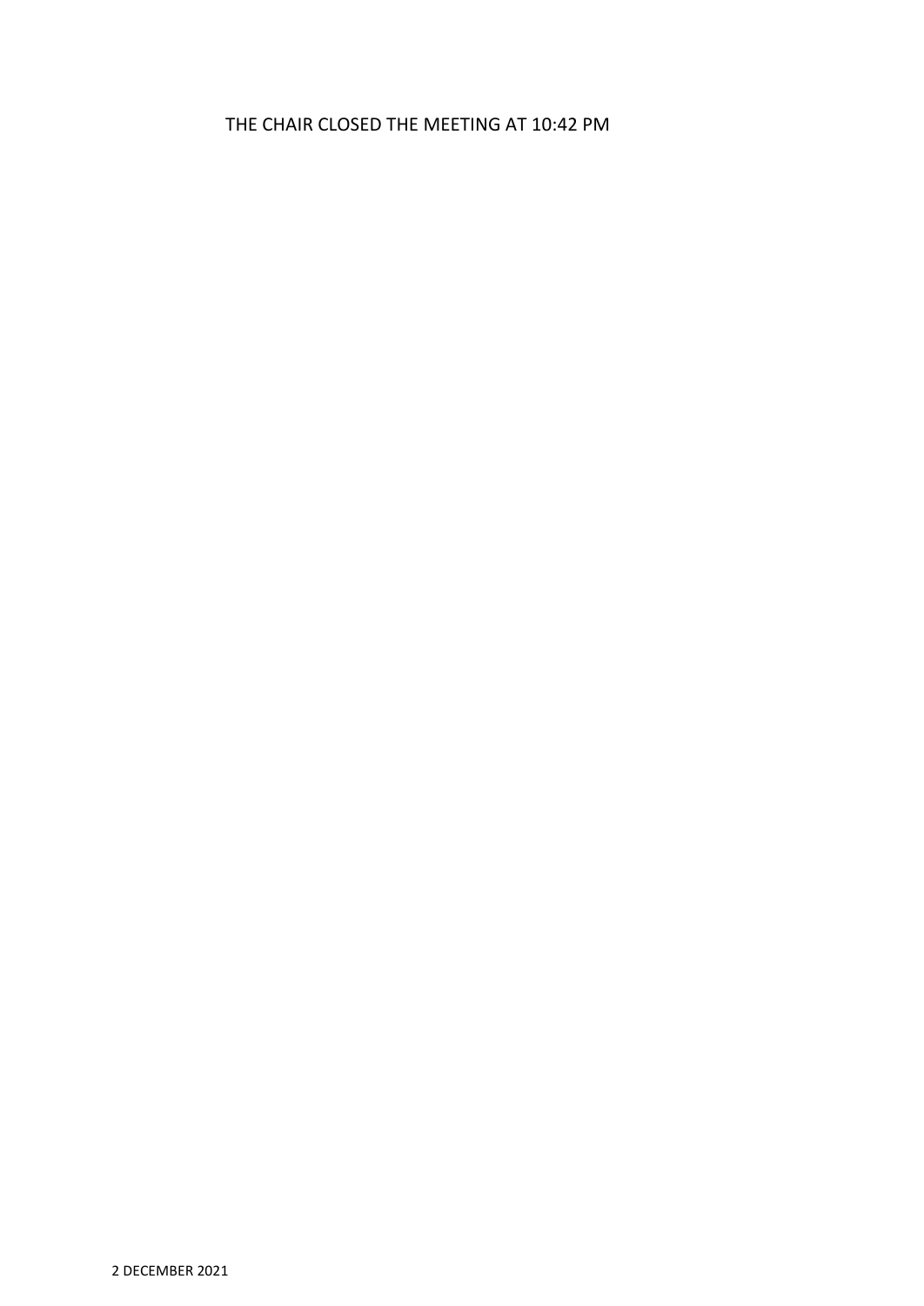THE CHAIR CLOSED THE MEETING AT 10:42 PM